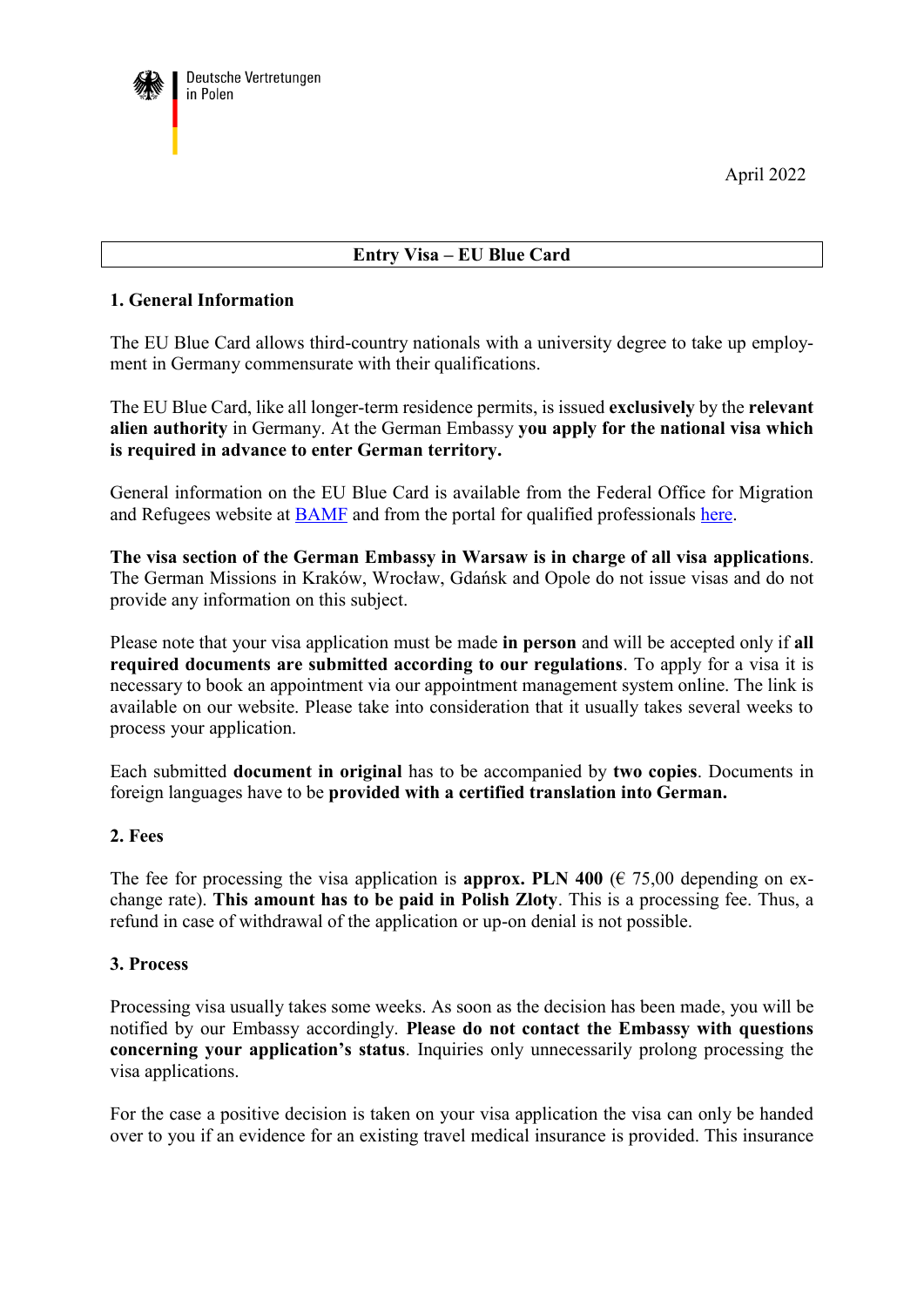Deutsche Vertretungen in Polen

April 2022

## Entry Visa – EU Blue Card

### 1. General Information

The EU Blue Card allows third-country nationals with a university degree to take up employment in Germany commensurate with their qualifications.

The EU Blue Card, like all longer-term residence permits, is issued **exclusively** by the **relevant alien authority** in Germany. At the German Embassy **you apply for the national visa which is required in advance to enter German territory.**

General information on the EU Blue Card is available from the Federal Office for Migration and Refugees website at BAMF and from the portal for qualified professionals here.

**The visa section of the German Embassy in Warsaw is in charge of all visa applications**. The German Missions in Kraków, Wrocław, Gdańsk and Opole do not issue visas and do not provide any information on this subject.

Please note that your visa application must be made **in person** and will be accepted only if **all required documents are submitted according to our regulations**. To apply for a visa it is necessary to book an appointment via our appointment management system online. The link is available on our website. Please take into consideration that it usually takes several weeks to process your application.

Each submitted **document in original** has to be accompanied by **two copies**. Documents in foreign languages have to be **provided with a certified translation into German.**

### 2. Fees

The fee for processing the visa application is **approx. PLN 400** (€ 75,00 depending on exchange rate). **This amount has to be paid in Polish Zloty**. This is a processing fee. Thus, a refund in case of withdrawal of the application or up-on denial is not possible.

### 3. Process

Processing visa usually takes some weeks. As soon as the decision has been made, you will be notified by our Embassy accordingly. **Please do not contact the Embassy with questions concerning your application's status**. Inquiries only unnecessarily prolong processing the visa applications.

For the case a positive decision is taken on your visa application the visa can only be handed over to you if an evidence for an existing travel medical insurance is provided. This insurance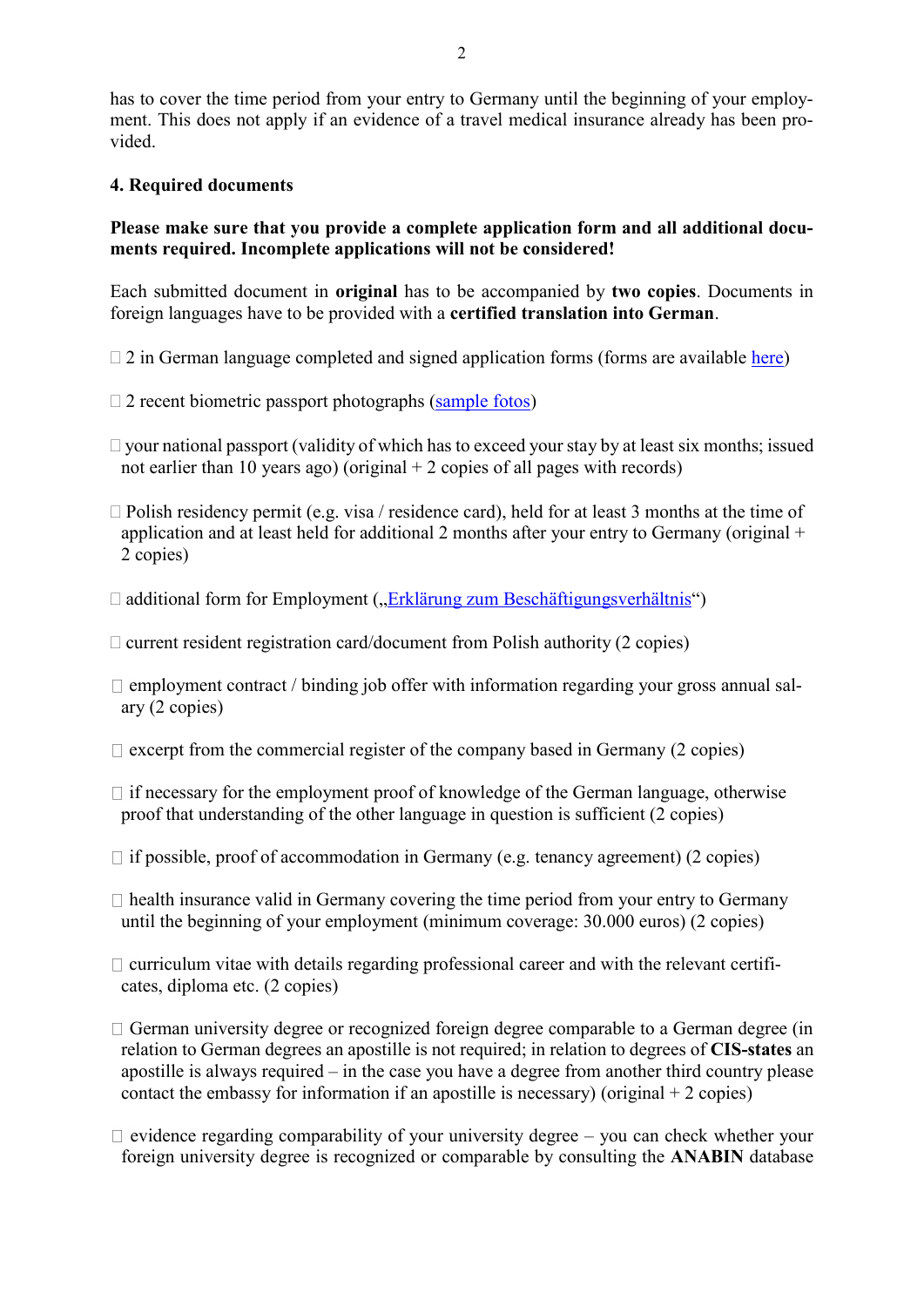has to cover the time period from your entry to Germany until the beginning of your employment. This does not apply if an evidence of a travel medical insurance already has been provided.

**4. Required documents**

**Please make sure that you provide a complete application form and all additional documents required. Incomplete applications will not be considered!**

Each submitted document in **original** has to be accompanied by **two copies**. Documents in foreign languages have to be provided with a **certified translation into German**.

- ☐ 2 in German language completed and signed application forms (forms are available here)
- ☐ 2 recent biometric passport photographs (sample fotos)
- ☐ your national passport (validity of which has to exceed your stay by at least six months; issued not earlier than 10 years ago) (original + 2 copies of all pages with records)
- ☐ Polish residency permit (e.g. visa / residence card), held for at least 3 months at the time of application and at least held for additional 2 months after your entry to Germany (original + 2 copies)
- ☐ additional form for Employment („Erklärung zum Beschäftigungsverhältnis“)
- ☐ current resident registration card/document from Polish authority (2 copies)
- ☐ employment contract / binding job offer with information regarding your gross annual salary (2 copies)
- ☐ excerpt from the commercial register of the company based in Germany (2 copies)
- ☐ if necessary for the employment proof of knowledge of the German language, otherwise proof that understanding of the other language in question is sufficient (2 copies)
- ☐ if possible, proof of accommodation in Germany (e.g. tenancy agreement) (2 copies)
- ☐ health insurance valid in Germany covering the time period from your entry to Germany until the beginning of your employment (minimum coverage: 30.000 euros) (2 copies)
- ☐ curriculum vitae with details regarding professional career and with the relevant certificates, diploma etc. (2 copies)
- ☐ German university degree or recognized foreign degree comparable to a German degree (in relation to German degrees an apostille is not required; in relation to degrees of **CIS-states** an apostille is always required – in the case you have a degree from another third country please contact the embassy for information if an apostille is necessary) (original + 2 copies)
- ☐ evidence regarding comparability of your university degree – you can check whether your foreign university degree is recognized or comparable by consulting the **ANABIN** database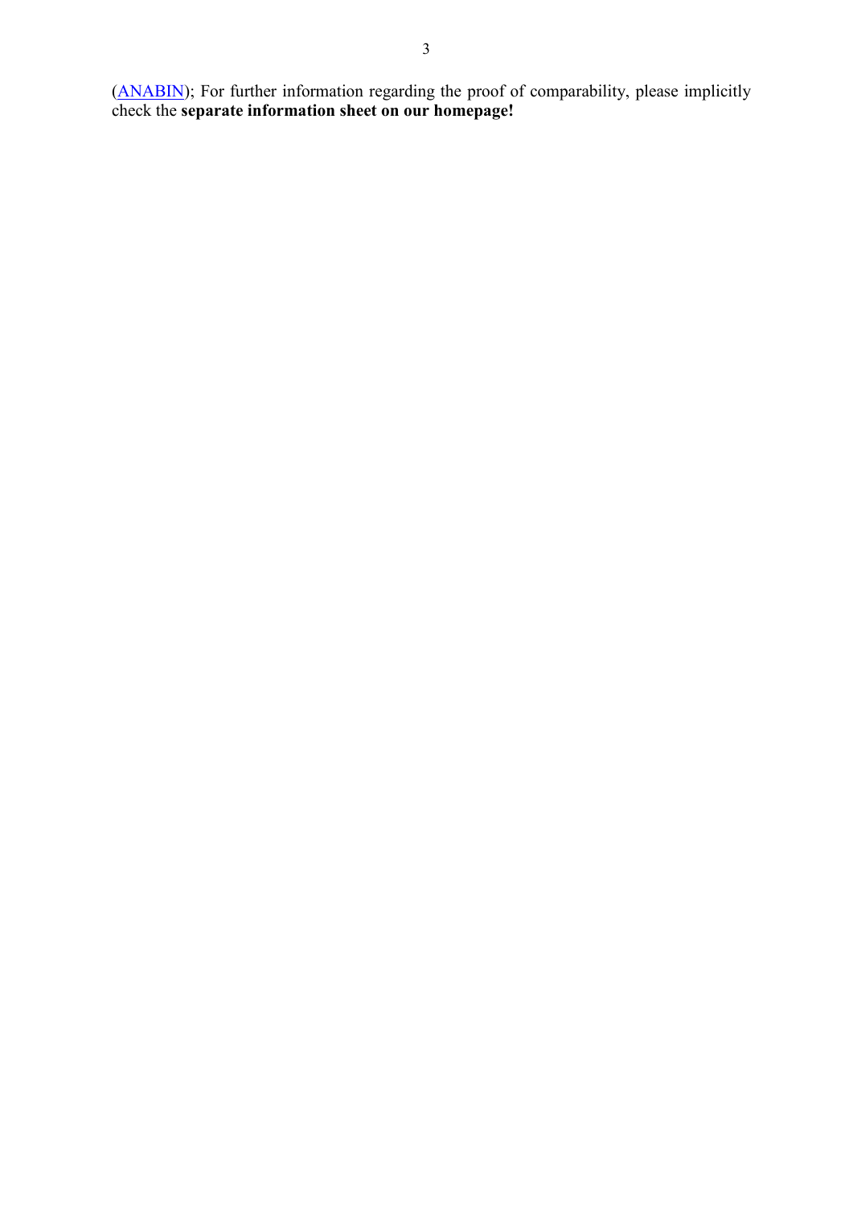([ANABIN](ANABIN)); For further information regarding the proof of comparability, please implicitly check the **separate information sheet on our homepage!**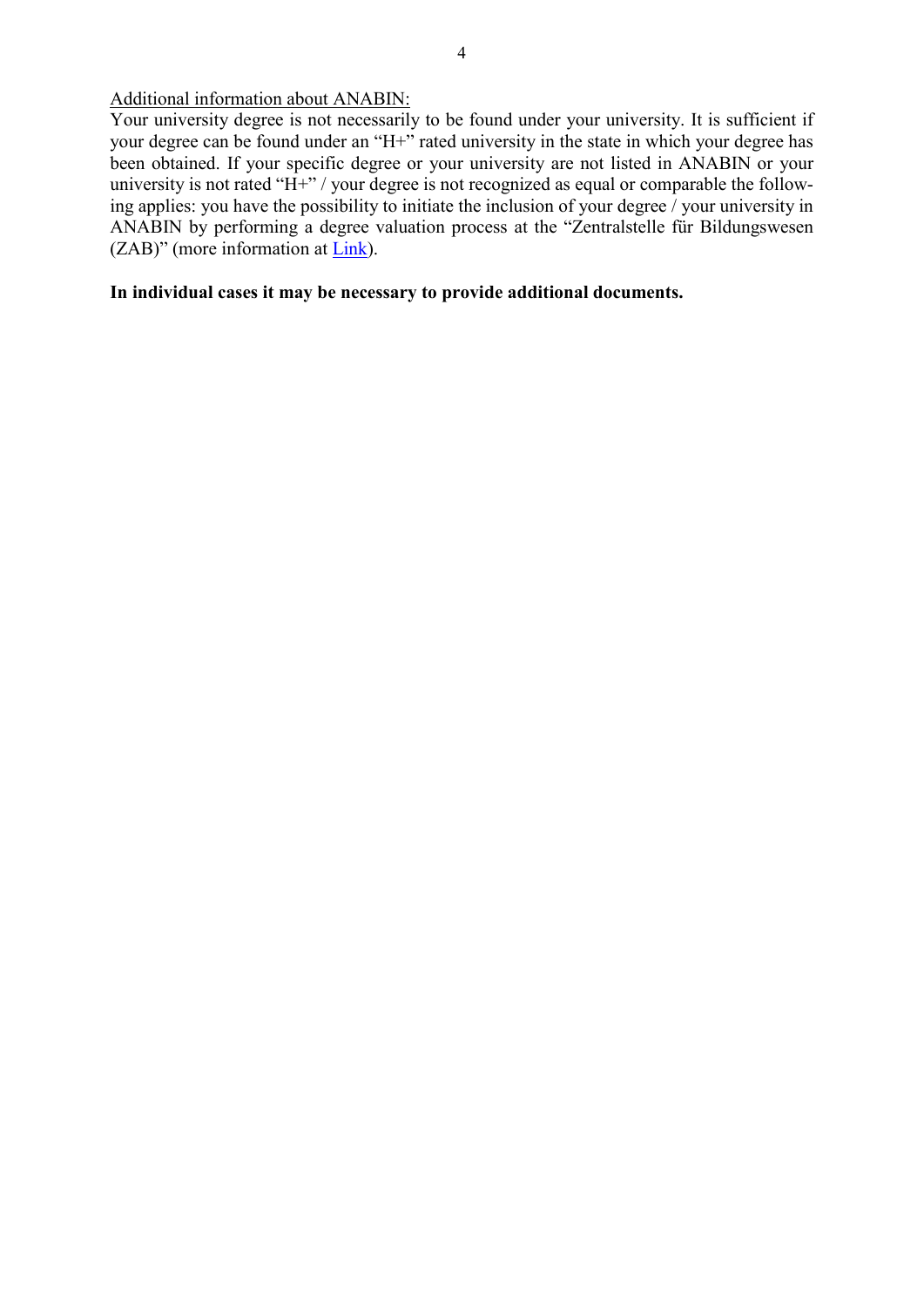Additional information about ANABIN:

Your university degree is not necessarily to be found under your university. It is sufficient if your degree can be found under an "H+" rated university in the state in which your degree has been obtained. If your specific degree or your university are not listed in ANABIN or your university is not rated "H+" / your degree is not recognized as equal or comparable the following applies: you have the possibility to initiate the inclusion of your degree / your university in ANABIN by performing a degree valuation process at the "Zentralstelle für Bildungswesen (ZAB)" (more information at Link).

**In individual cases it may be necessary to provide additional documents.**